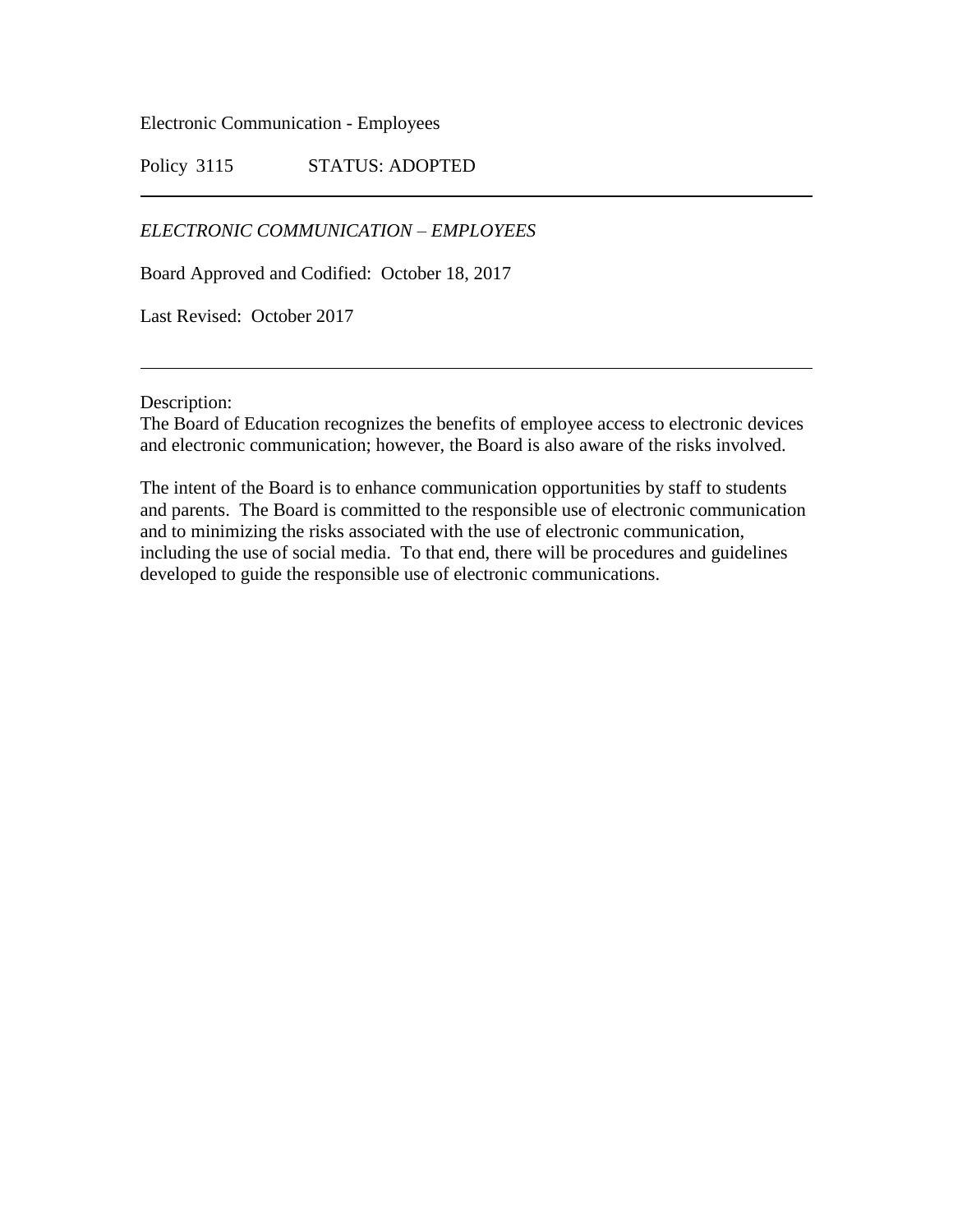Electronic Communication - Employees

Policy 3115 STATUS: ADOPTED

---

*ELECTRONIC COMMUNICATION – EMPLOYEES*

Board Approved and Codified: October 18, 2017

Last Revised: October 2017

---

Description:
The Board of Education recognizes the benefits of employee access to electronic devices and electronic communication; however, the Board is also aware of the risks involved.

The intent of the Board is to enhance communication opportunities by staff to students and parents. The Board is committed to the responsible use of electronic communication and to minimizing the risks associated with the use of electronic communication, including the use of social media. To that end, there will be procedures and guidelines developed to guide the responsible use of electronic communications.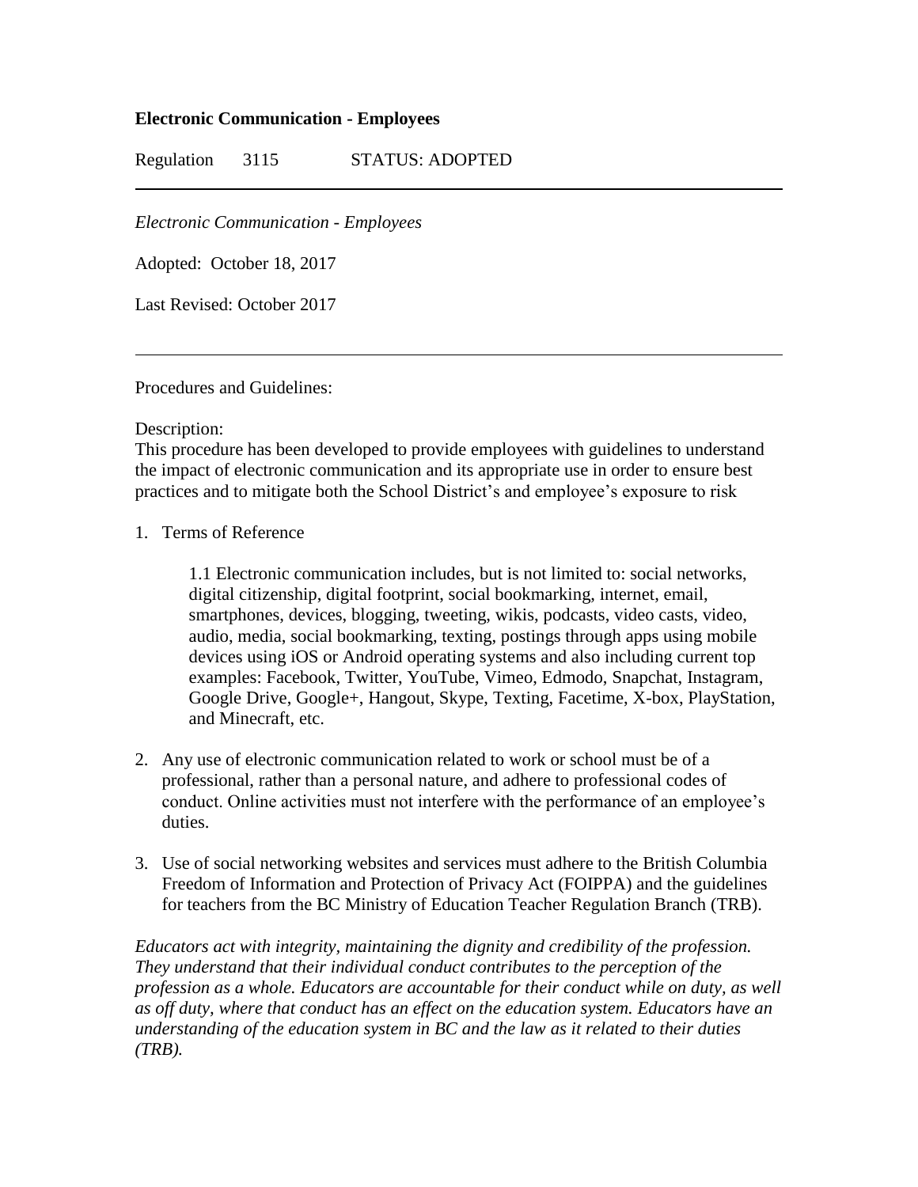**Electronic Communication - Employees**

Regulation 3115 STATUS: ADOPTED

---

*Electronic Communication - Employees*

Adopted: October 18, 2017

Last Revised: October 2017

---

Procedures and Guidelines:

Description:
This procedure has been developed to provide employees with guidelines to understand the impact of electronic communication and its appropriate use in order to ensure best practices and to mitigate both the School District's and employee's exposure to risk

1. Terms of Reference

    1.1 Electronic communication includes, but is not limited to: social networks, digital citizenship, digital footprint, social bookmarking, internet, email, smartphones, devices, blogging, tweeting, wikis, podcasts, video casts, video, audio, media, social bookmarking, texting, postings through apps using mobile devices using iOS or Android operating systems and also including current top examples: Facebook, Twitter, YouTube, Vimeo, Edmodo, Snapchat, Instagram, Google Drive, Google+, Hangout, Skype, Texting, Facetime, X-box, PlayStation, and Minecraft, etc.

2. Any use of electronic communication related to work or school must be of a professional, rather than a personal nature, and adhere to professional codes of conduct. Online activities must not interfere with the performance of an employee's duties.

3. Use of social networking websites and services must adhere to the British Columbia Freedom of Information and Protection of Privacy Act (FOIPPA) and the guidelines for teachers from the BC Ministry of Education Teacher Regulation Branch (TRB).

*Educators act with integrity, maintaining the dignity and credibility of the profession. They understand that their individual conduct contributes to the perception of the profession as a whole. Educators are accountable for their conduct while on duty, as well as off duty, where that conduct has an effect on the education system. Educators have an understanding of the education system in BC and the law as it related to their duties (TRB).*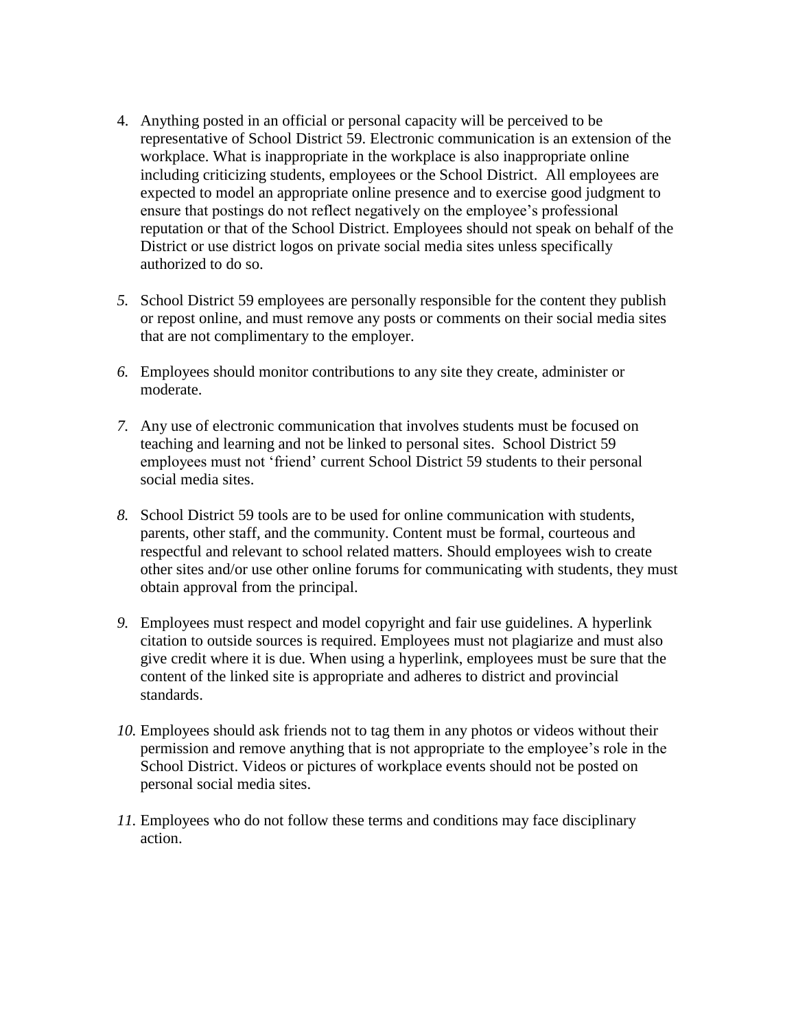4. Anything posted in an official or personal capacity will be perceived to be representative of School District 59. Electronic communication is an extension of the workplace. What is inappropriate in the workplace is also inappropriate online including criticizing students, employees or the School District. All employees are expected to model an appropriate online presence and to exercise good judgment to ensure that postings do not reflect negatively on the employee's professional reputation or that of the School District. Employees should not speak on behalf of the District or use district logos on private social media sites unless specifically authorized to do so.

5. School District 59 employees are personally responsible for the content they publish or repost online, and must remove any posts or comments on their social media sites that are not complimentary to the employer.

6. Employees should monitor contributions to any site they create, administer or moderate.

7. Any use of electronic communication that involves students must be focused on teaching and learning and not be linked to personal sites. School District 59 employees must not 'friend' current School District 59 students to their personal social media sites.

8. School District 59 tools are to be used for online communication with students, parents, other staff, and the community. Content must be formal, courteous and respectful and relevant to school related matters. Should employees wish to create other sites and/or use other online forums for communicating with students, they must obtain approval from the principal.

9. Employees must respect and model copyright and fair use guidelines. A hyperlink citation to outside sources is required. Employees must not plagiarize and must also give credit where it is due. When using a hyperlink, employees must be sure that the content of the linked site is appropriate and adheres to district and provincial standards.

10. Employees should ask friends not to tag them in any photos or videos without their permission and remove anything that is not appropriate to the employee's role in the School District. Videos or pictures of workplace events should not be posted on personal social media sites.

11. Employees who do not follow these terms and conditions may face disciplinary action.